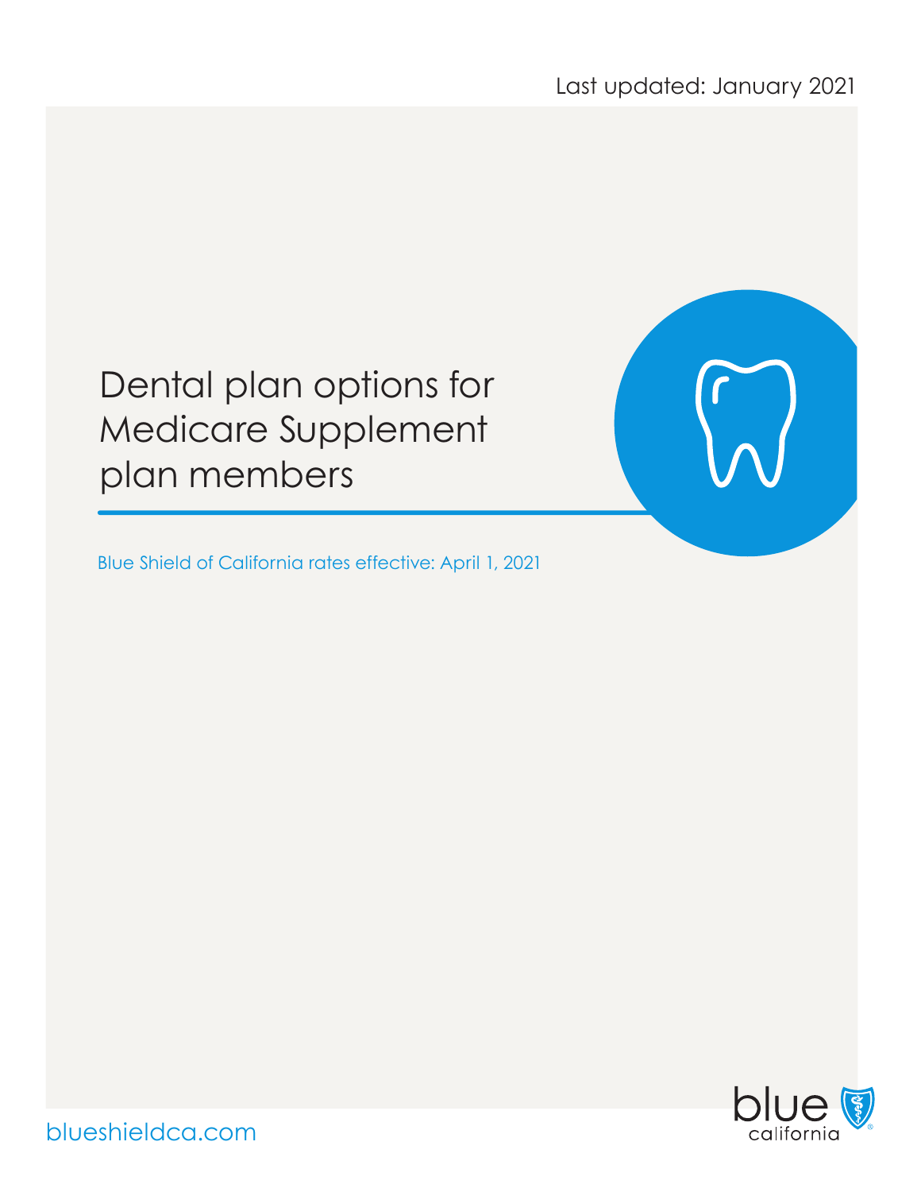Last updated: January 2021

# Dental plan options for Medicare Supplement plan members

Blue Shield of California rates effective: April 1, 2021

blueshieldca.com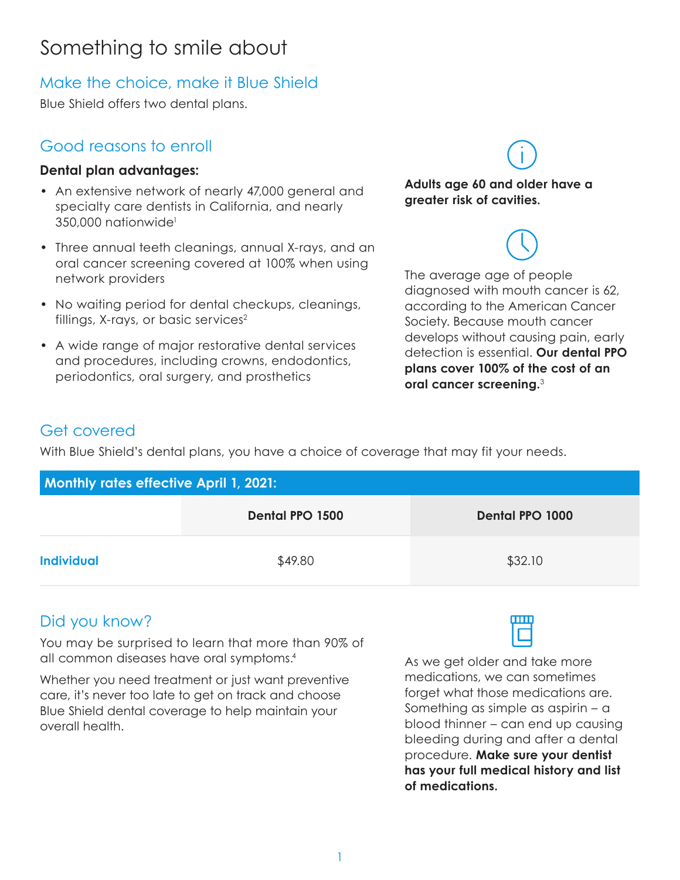# Something to smile about

## Make the choice, make it Blue Shield

Blue Shield offers two dental plans.

## Good reasons to enroll

**Dental plan advantages:**

- An extensive network of nearly 47,000 general and specialty care dentists in California, and nearly 350,000 nationwide[1]
- Three annual teeth cleanings, annual X-rays, and an oral cancer screening covered at 100% when using network providers
- No waiting period for dental checkups, cleanings, fillings, X-rays, or basic services[2]
- A wide range of major restorative dental services and procedures, including crowns, endodontics, periodontics, oral surgery, and prosthetics

**Adults age 60 and older have a greater risk of cavities.**

The average age of people diagnosed with mouth cancer is 62, according to the American Cancer Society. Because mouth cancer develops without causing pain, early detection is essential. **Our dental PPO plans cover 100% of the cost of an oral cancer screening.**[3]

## Get covered

With Blue Shield's dental plans, you have a choice of coverage that may fit your needs.

**Monthly rates effective April 1, 2021:**

| | Dental PPO 1500 | Dental PPO 1000 |
|---|---|---|
| **Individual** | $49.80 | $32.10 |

## Did you know?

You may be surprised to learn that more than 90% of all common diseases have oral symptoms.[4]

Whether you need treatment or just want preventive care, it's never too late to get on track and choose Blue Shield dental coverage to help maintain your overall health.

As we get older and take more medications, we can sometimes forget what those medications are. Something as simple as aspirin – a blood thinner – can end up causing bleeding during and after a dental procedure. **Make sure your dentist has your full medical history and list of medications.**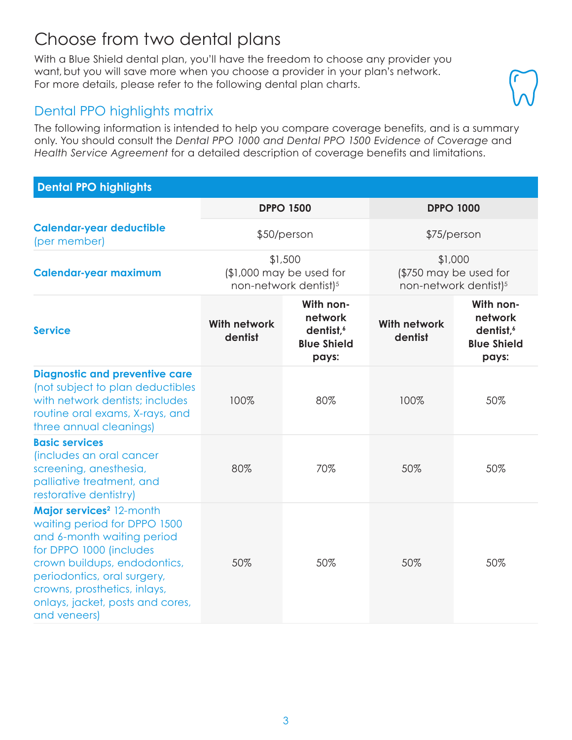# Choose from two dental plans

With a Blue Shield dental plan, you'll have the freedom to choose any provider you want, but you will save more when you choose a provider in your plan's network. For more details, please refer to the following dental plan charts.

## Dental PPO highlights matrix

The following information is intended to help you compare coverage benefits, and is a summary only. You should consult the *Dental PPO 1000 and Dental PPO 1500 Evidence of Coverage* and *Health Service Agreement* for a detailed description of coverage benefits and limitations.

| **Dental PPO highlights** | | | | |
|---|---|---|---|---|
| | **DPPO 1500** | | **DPPO 1000** | |
| **Calendar-year deductible** (per member) | $50/person | | $75/person | |
| **Calendar-year maximum** | $1,500 ($1,000 may be used for non-network dentist)[5] | | $1,000 ($750 may be used for non-network dentist)[5] | |
| **Service** | **With network dentist** | **With non-network dentist,[6] Blue Shield pays:** | **With network dentist** | **With non-network dentist,[6] Blue Shield pays:** |
| **Diagnostic and preventive care** (not subject to plan deductibles with network dentists; includes routine oral exams, X-rays, and three annual cleanings) | 100% | 80% | 100% | 50% |
| **Basic services** (includes an oral cancer screening, anesthesia, palliative treatment, and restorative dentistry) | 80% | 70% | 50% | 50% |
| **Major services[2]** 12-month waiting period for DPPO 1500 and 6-month waiting period for DPPO 1000 (includes crown buildups, endodontics, periodontics, oral surgery, crowns, prosthetics, inlays, onlays, jacket, posts and cores, and veneers) | 50% | 50% | 50% | 50% |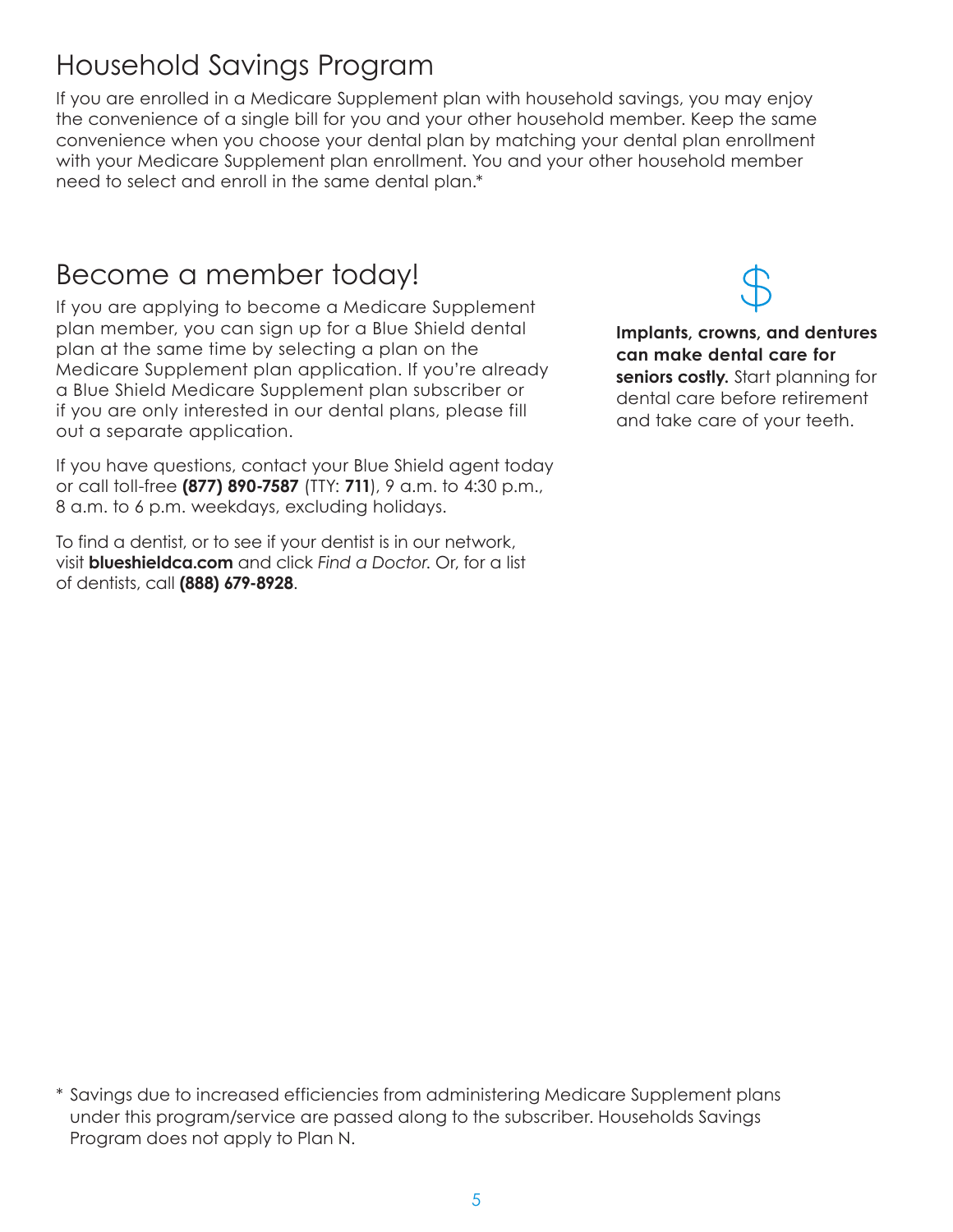## Household Savings Program

If you are enrolled in a Medicare Supplement plan with household savings, you may enjoy the convenience of a single bill for you and your other household member. Keep the same convenience when you choose your dental plan by matching your dental plan enrollment with your Medicare Supplement plan enrollment. You and your other household member need to select and enroll in the same dental plan.*

## Become a member today!

If you are applying to become a Medicare Supplement plan member, you can sign up for a Blue Shield dental plan at the same time by selecting a plan on the Medicare Supplement plan application. If you're already a Blue Shield Medicare Supplement plan subscriber or if you are only interested in our dental plans, please fill out a separate application.

If you have questions, contact your Blue Shield agent today or call toll-free **(877) 890-7587** (TTY: **711**), 9 a.m. to 4:30 p.m., 8 a.m. to 6 p.m. weekdays, excluding holidays.

To find a dentist, or to see if your dentist is in our network, visit **blueshieldca.com** and click *Find a Doctor.* Or, for a list of dentists, call **(888) 679-8928**.

$

**Implants, crowns, and dentures can make dental care for seniors costly.** Start planning for dental care before retirement and take care of your teeth.

* Savings due to increased efficiencies from administering Medicare Supplement plans under this program/service are passed along to the subscriber. Households Savings Program does not apply to Plan N.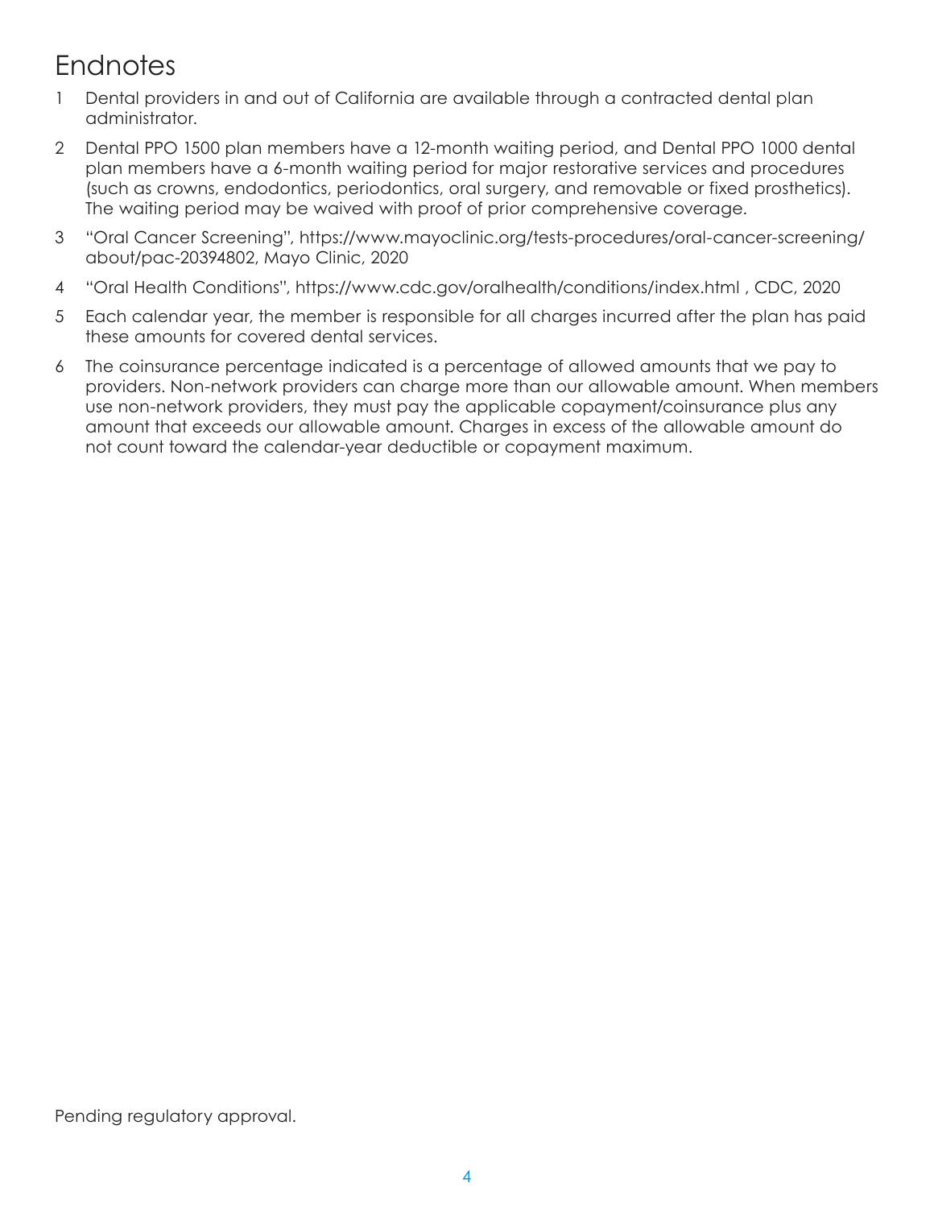# Endnotes

1. Dental providers in and out of California are available through a contracted dental plan administrator.
2. Dental PPO 1500 plan members have a 12-month waiting period, and Dental PPO 1000 dental plan members have a 6-month waiting period for major restorative services and procedures (such as crowns, endodontics, periodontics, oral surgery, and removable or fixed prosthetics). The waiting period may be waived with proof of prior comprehensive coverage.
3. "Oral Cancer Screening", https://www.mayoclinic.org/tests-procedures/oral-cancer-screening/about/pac-20394802, Mayo Clinic, 2020
4. "Oral Health Conditions", https://www.cdc.gov/oralhealth/conditions/index.html , CDC, 2020
5. Each calendar year, the member is responsible for all charges incurred after the plan has paid these amounts for covered dental services.
6. The coinsurance percentage indicated is a percentage of allowed amounts that we pay to providers. Non-network providers can charge more than our allowable amount. When members use non-network providers, they must pay the applicable copayment/coinsurance plus any amount that exceeds our allowable amount. Charges in excess of the allowable amount do not count toward the calendar-year deductible or copayment maximum.

Pending regulatory approval.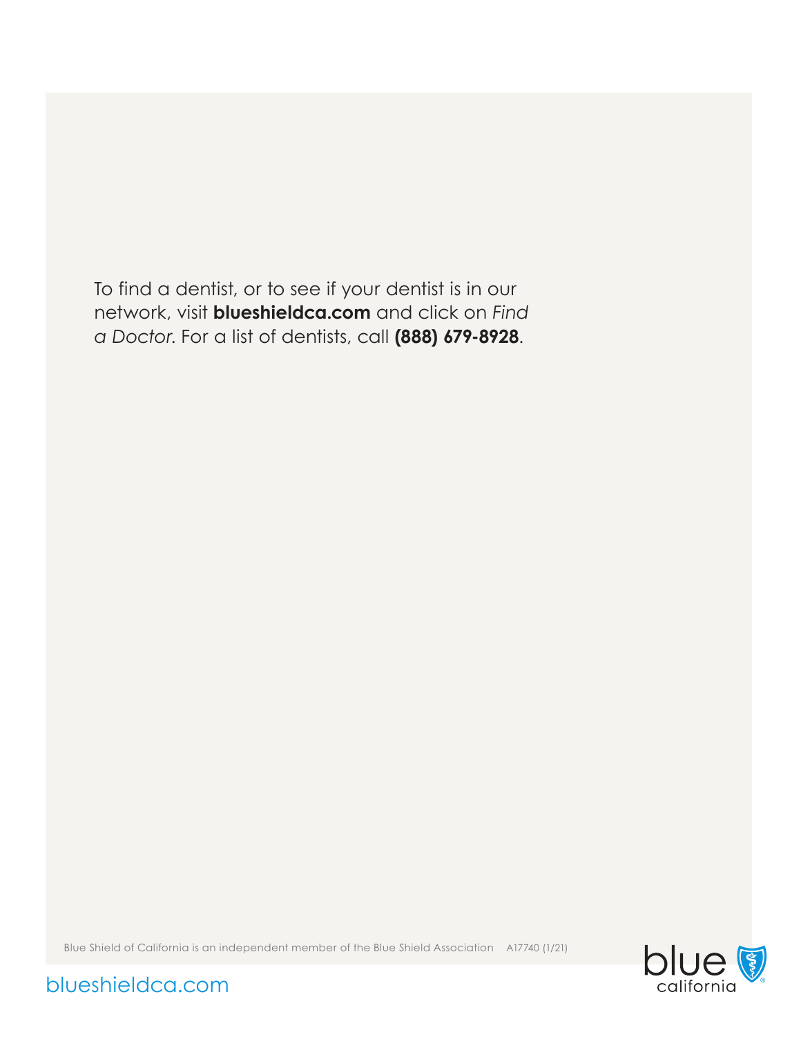To find a dentist, or to see if your dentist is in our network, visit **blueshieldca.com** and click on *Find a Doctor*. For a list of dentists, call **(888) 679-8928**.

Blue Shield of California is an independent member of the Blue Shield Association A17740 (1/21)

blueshieldca.com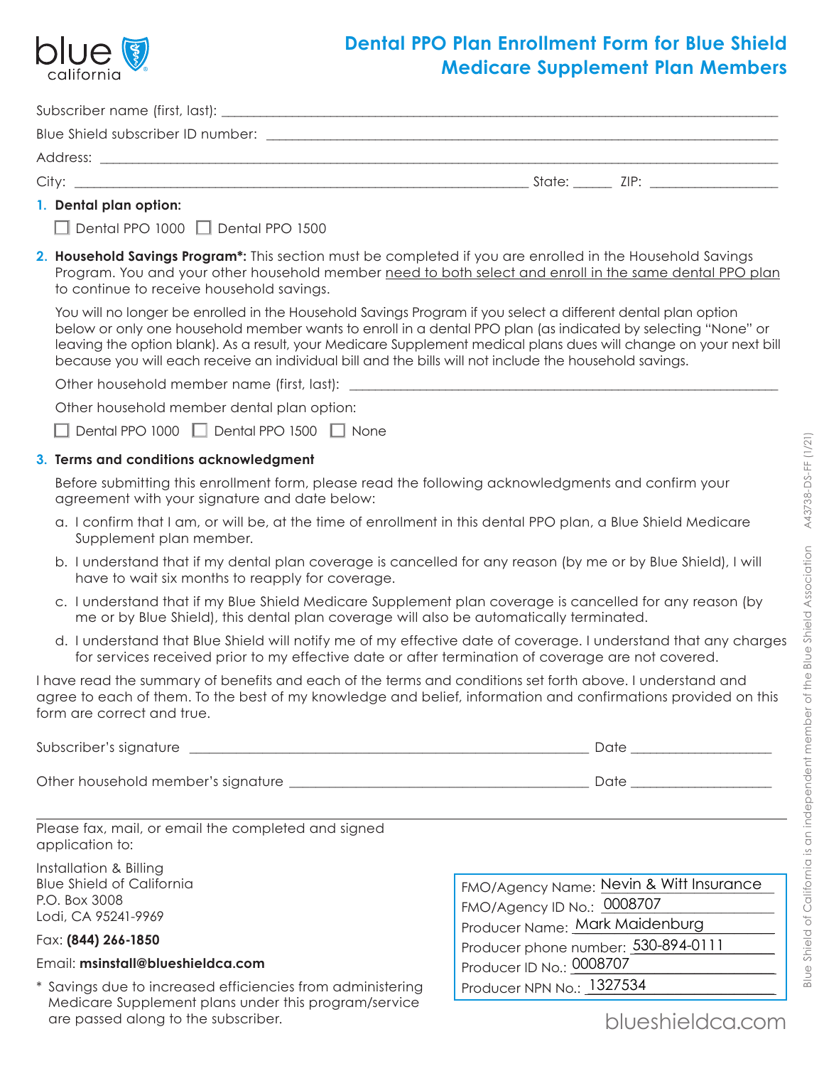blue california

# Dental PPO Plan Enrollment Form for Blue Shield Medicare Supplement Plan Members

Subscriber name (first, last): ____________________

Blue Shield subscriber ID number: ____________________

Address: ____________________

City: ____________________ State: ______ ZIP: ____________

**1. Dental plan option:**

☐ Dental PPO 1000 ☐ Dental PPO 1500

**2. Household Savings Program*:** This section must be completed if you are enrolled in the Household Savings Program. You and your other household member need to both select and enroll in the same dental PPO plan to continue to receive household savings.

You will no longer be enrolled in the Household Savings Program if you select a different dental plan option below or only one household member wants to enroll in a dental PPO plan (as indicated by selecting "None" or leaving the option blank). As a result, your Medicare Supplement medical plans dues will change on your next bill because you will each receive an individual bill and the bills will not include the household savings.

Other household member name (first, last): ____________________

Other household member dental plan option:

☐ Dental PPO 1000 ☐ Dental PPO 1500 ☐ None

**3. Terms and conditions acknowledgment**

Before submitting this enrollment form, please read the following acknowledgments and confirm your agreement with your signature and date below:

a. I confirm that I am, or will be, at the time of enrollment in this dental PPO plan, a Blue Shield Medicare Supplement plan member.

b. I understand that if my dental plan coverage is cancelled for any reason (by me or by Blue Shield), I will have to wait six months to reapply for coverage.

c. I understand that if my Blue Shield Medicare Supplement plan coverage is cancelled for any reason (by me or by Blue Shield), this dental plan coverage will also be automatically terminated.

d. I understand that Blue Shield will notify me of my effective date of coverage. I understand that any charges for services received prior to my effective date or after termination of coverage are not covered.

I have read the summary of benefits and each of the terms and conditions set forth above. I understand and agree to each of them. To the best of my knowledge and belief, information and confirmations provided on this form are correct and true.

Subscriber's signature ____________________ Date ____________

Other household member's signature ____________________ Date ____________

Please fax, mail, or email the completed and signed application to:

Installation & Billing
Blue Shield of California
P.O. Box 3008
Lodi, CA 95241-9969

Fax: **(844) 266-1850**

Email: **msinstall@blueshieldca.com**

FMO/Agency Name: Nevin & Witt Insurance
FMO/Agency ID No.: 0008707
Producer Name: Mark Maidenburg
Producer phone number: 530-894-0111
Producer ID No.: 0008707
Producer NPN No.: 1327534

* Savings due to increased efficiencies from administering Medicare Supplement plans under this program/service are passed along to the subscriber.

blueshieldca.com

Blue Shield of California is an independent member of the Blue Shield Association A43738-DS-FF (1/21)